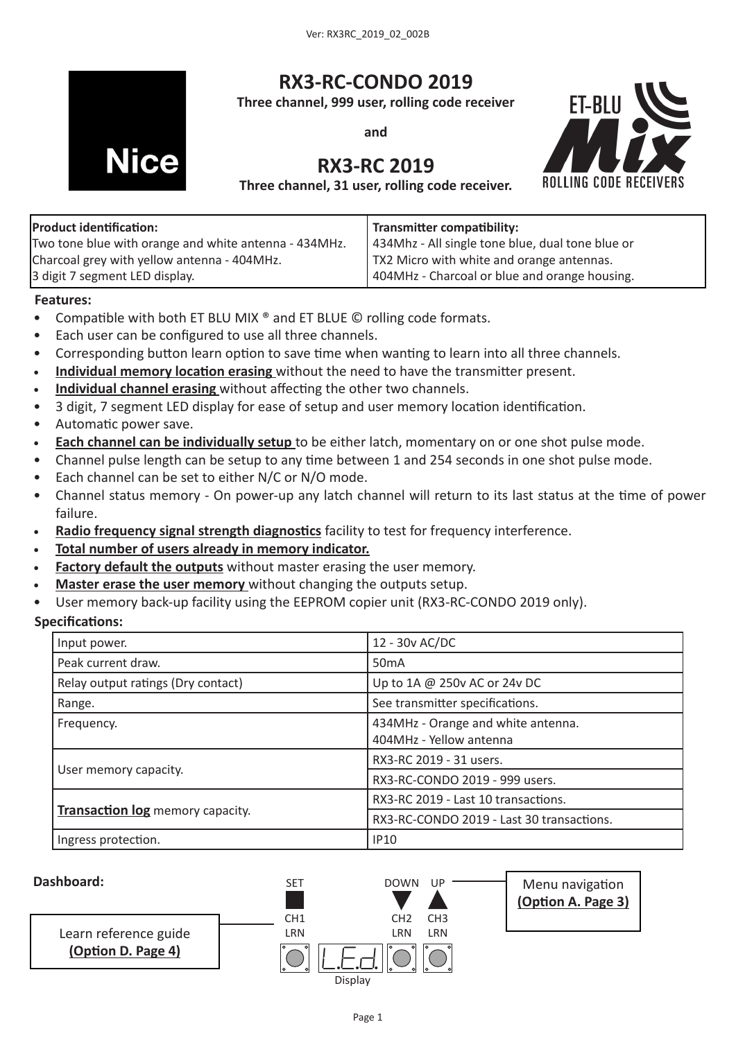Ver: RX3RC_2019_02_002B

Nice

# RX3-RC-CONDO 2019

**Three channel, 999 user, rolling code receiver**

**and**

# RX3-RC 2019

**Three channel, 31 user, rolling code receiver.**

ET-BLU Mix ROLLING CODE RECEIVERS

| **Product identification:** | **Transmitter compatibility:** |
|---|---|
| Two tone blue with orange and white antenna - 434MHz.<br>Charcoal grey with yellow antenna - 404MHz.<br>3 digit 7 segment LED display. | 434Mhz - All single tone blue, dual tone blue or TX2 Micro with white and orange antennas.<br>404MHz - Charcoal or blue and orange housing. |

**Features:**

- Compatible with both ET BLU MIX ® and ET BLUE © rolling code formats.
- Each user can be configured to use all three channels.
- Corresponding button learn option to save time when wanting to learn into all three channels.
- **Individual memory location erasing** without the need to have the transmitter present.
- **Individual channel erasing** without affecting the other two channels.
- 3 digit, 7 segment LED display for ease of setup and user memory location identification.
- Automatic power save.
- **Each channel can be individually setup** to be either latch, momentary on or one shot pulse mode.
- Channel pulse length can be setup to any time between 1 and 254 seconds in one shot pulse mode.
- Each channel can be set to either N/C or N/O mode.
- Channel status memory - On power-up any latch channel will return to its last status at the time of power failure.
- **Radio frequency signal strength diagnostics** facility to test for frequency interference.
- **Total number of users already in memory indicator.**
- **Factory default the outputs** without master erasing the user memory.
- **Master erase the user memory** without changing the outputs setup.
- User memory back-up facility using the EEPROM copier unit (RX3-RC-CONDO 2019 only).

**Specifications:**

| | |
|---|---|
| Input power. | 12 - 30v AC/DC |
| Peak current draw. | 50mA |
| Relay output ratings (Dry contact) | Up to 1A @ 250v AC or 24v DC |
| Range. | See transmitter specifications. |
| Frequency. | 434MHz - Orange and white antenna.<br>404MHz - Yellow antenna |
| User memory capacity. | RX3-RC 2019 - 31 users. |
| | RX3-RC-CONDO 2019 - 999 users. |
| **Transaction log** memory capacity. | RX3-RC 2019 - Last 10 transactions. |
| | RX3-RC-CONDO 2019 - Last 30 transactions. |
| Ingress protection. | IP10 |

**Dashboard:**

SET / CH1 LRN — Display (L.E.d.) — DOWN / CH2 LRN — UP / CH3 LRN

Learn reference guide **(Option D. Page 4)**

Menu navigation **(Option A. Page 3)**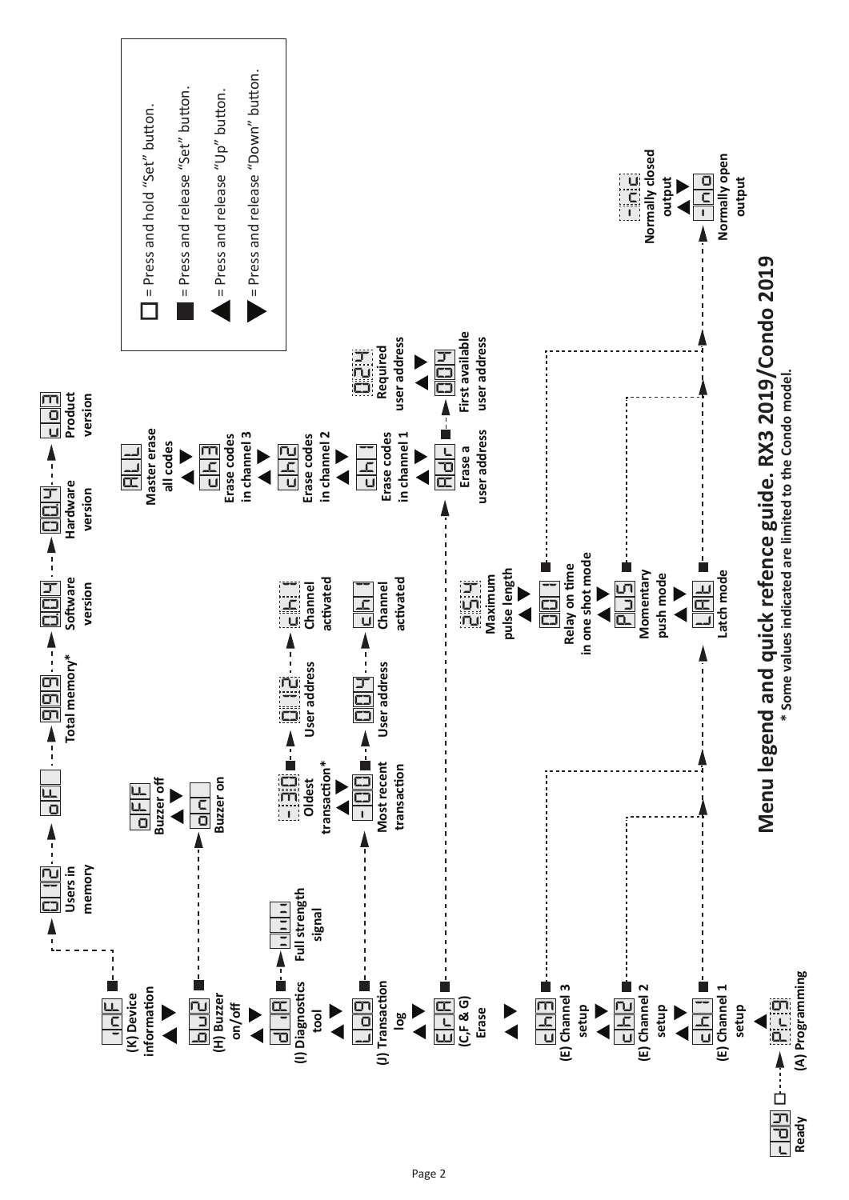# Menu legend and quick refence guide. RX3 2019/Condo 2019

**\* Some values indicated are limited to the Condo model.**

**Legend:**

- □ = Press and hold "Set" button.
- ■ = Press and release "Set" button.
- ▲ = Press and release "Up" button.
- ▼ = Press and release "Down" button.

**rdy** — Ready □ → **Prg** — (A) Programming

Menu items (navigate with ▲ / ▼):

- **InF** — (K) Device information ■ → **012** Users in memory → **oF** → **999** Total memory* → **004** Software version → **004** Hardware version → **co3** Product version
- **buZ** — (H) Buzzer on/off ■ → **on** Buzzer on ▲▼ **oFF** Buzzer off
- **dIA** — (I) Diagnostics tool ■ → **||||** Full strength signal
- **Log** — (J) Transaction log ■ → **-00** Most recent transaction ▲▼ **-30** Oldest transaction*
  - **-00** ■ → **004** User address → **ch1** Channel activated
  - **-30** ■ → **012** User address → **ch1** Channel activated
- **ErA** — (C,F & G) Erase ■ → **Adr** Erase a user address ▲▼ **ch1** Erase codes in channel 1 ▲▼ **ch2** Erase codes in channel 2 ▲▼ **ch3** Erase codes in channel 3 ▲▼ **ALL** Master erase all codes
  - **Adr** ■ → **004** First available user address ▲▼ **024** Required user address
- **ch3** — (E) Channel 3 setup
- **ch2** — (E) Channel 2 setup
- **ch1** — (E) Channel 1 setup

Channel setup (ch1 / ch2 / ch3) → **LAt** Latch mode ▲▼ **PuS** Momentary push mode ▲▼ **001** Relay on time in one shot mode ▲▼ **254** Maximum pulse length

- **LAt** / **PuS** / **001** ■ → **-no** Normally open output ▲▼ **-nc** Normally closed output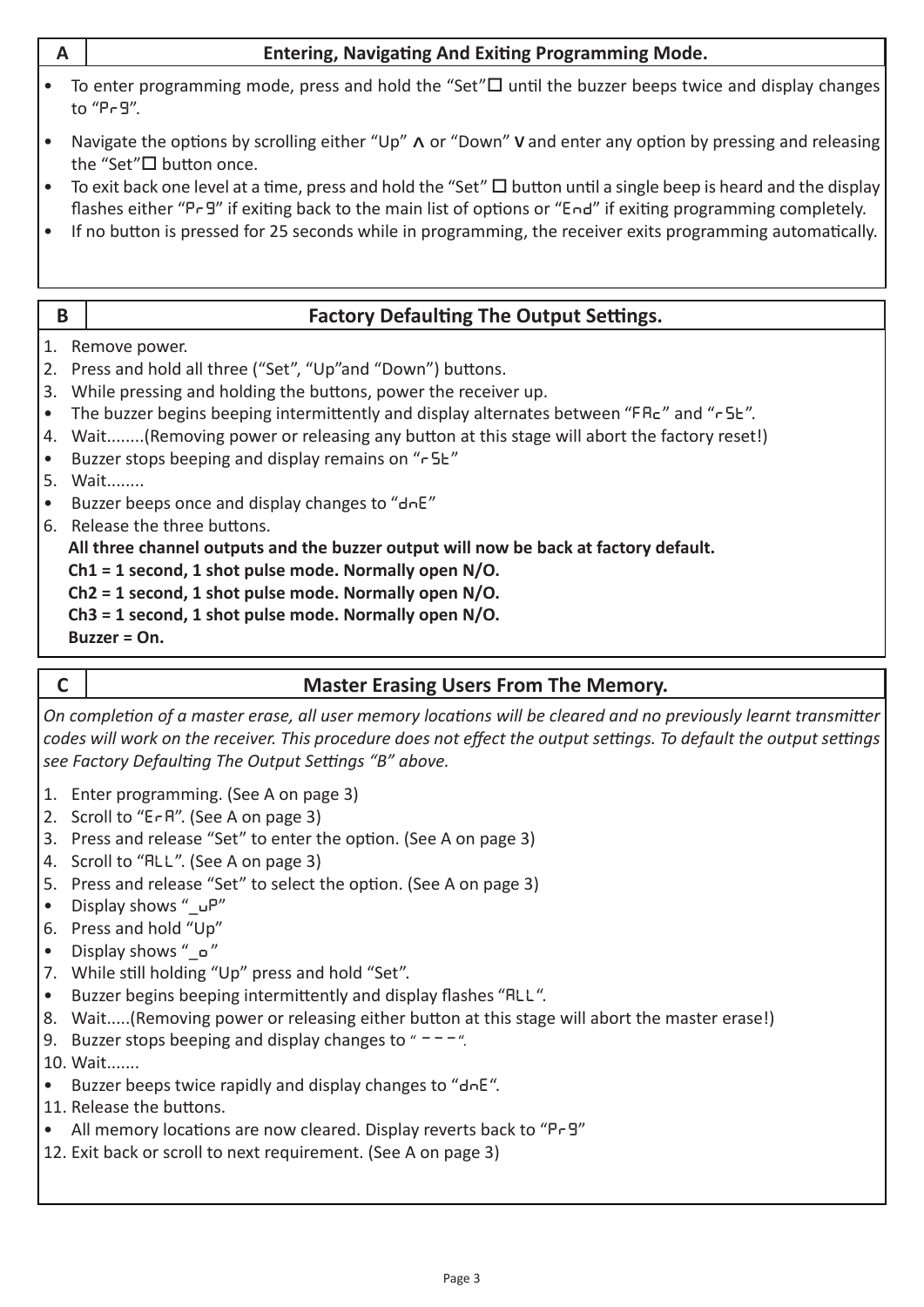## A Entering, Navigating And Exiting Programming Mode.

- To enter programming mode, press and hold the "Set"☐ until the buzzer beeps twice and display changes to "PrG".
- Navigate the options by scrolling either "Up" ∧ or "Down" ∨ and enter any option by pressing and releasing the "Set"☐ button once.
- To exit back one level at a time, press and hold the "Set" ☐ button until a single beep is heard and the display flashes either "PrG" if exiting back to the main list of options or "End" if exiting programming completely.
- If no button is pressed for 25 seconds while in programming, the receiver exits programming automatically.

## B Factory Defaulting The Output Settings.

1. Remove power.
2. Press and hold all three ("Set", "Up"and "Down") buttons.
3. While pressing and holding the buttons, power the receiver up.
   - The buzzer begins beeping intermittently and display alternates between "FAc" and "rSt".
4. Wait........(Removing power or releasing any button at this stage will abort the factory reset!)
   - Buzzer stops beeping and display remains on "rSt"
5. Wait........
   - Buzzer beeps once and display changes to "dnE"
6. Release the three buttons.

**All three channel outputs and the buzzer output will now be back at factory default.**
**Ch1 = 1 second, 1 shot pulse mode. Normally open N/O.**
**Ch2 = 1 second, 1 shot pulse mode. Normally open N/O.**
**Ch3 = 1 second, 1 shot pulse mode. Normally open N/O.**
**Buzzer = On.**

## C Master Erasing Users From The Memory.

*On completion of a master erase, all user memory locations will be cleared and no previously learnt transmitter codes will work on the receiver. This procedure does not effect the output settings. To default the output settings see Factory Defaulting The Output Settings "B" above.*

1. Enter programming. (See A on page 3)
2. Scroll to "ErA". (See A on page 3)
3. Press and release "Set" to enter the option. (See A on page 3)
4. Scroll to "ALL". (See A on page 3)
5. Press and release "Set" to select the option. (See A on page 3)
   - Display shows "_uP"
6. Press and hold "Up"
   - Display shows "_o"
7. While still holding "Up" press and hold "Set".
   - Buzzer begins beeping intermittently and display flashes "ALL".
8. Wait.....(Removing power or releasing either button at this stage will abort the master erase!)
9. Buzzer stops beeping and display changes to " – – – ".
10. Wait.......
    - Buzzer beeps twice rapidly and display changes to "dnE".
11. Release the buttons.
    - All memory locations are now cleared. Display reverts back to "PrG"
12. Exit back or scroll to next requirement. (See A on page 3)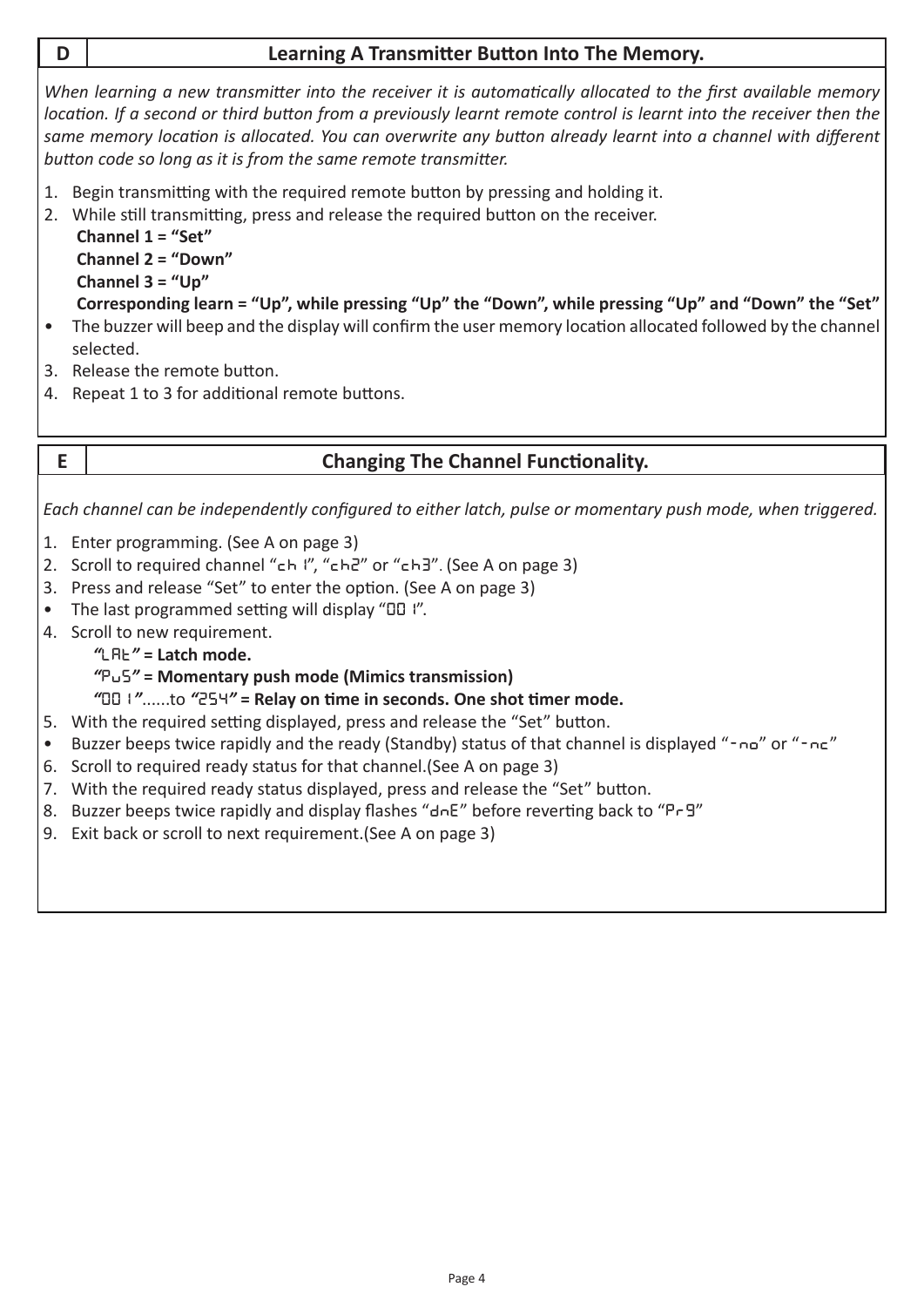## D — Learning A Transmitter Button Into The Memory.

*When learning a new transmitter into the receiver it is automatically allocated to the first available memory location. If a second or third button from a previously learnt remote control is learnt into the receiver then the same memory location is allocated. You can overwrite any button already learnt into a channel with different button code so long as it is from the same remote transmitter.*

1. Begin transmitting with the required remote button by pressing and holding it.
2. While still transmitting, press and release the required button on the receiver.
   **Channel 1 = “Set”**
   **Channel 2 = “Down”**
   **Channel 3 = “Up”**
   **Corresponding learn = “Up”, while pressing “Up” the “Down”, while pressing “Up” and “Down” the “Set”**

- The buzzer will beep and the display will confirm the user memory location allocated followed by the channel selected.

3. Release the remote button.
4. Repeat 1 to 3 for additional remote buttons.

## E — Changing The Channel Functionality.

*Each channel can be independently configured to either latch, pulse or momentary push mode, when triggered.*

1. Enter programming. (See A on page 3)
2. Scroll to required channel “ch 1”, “ch2” or “ch3”. (See A on page 3)
3. Press and release “Set” to enter the option. (See A on page 3)

- The last programmed setting will display “00 1”.

4. Scroll to new requirement.
   ***“LAt”* = Latch mode.**
   ***“PuS”* = Momentary push mode (Mimics transmission)**
   ***“00 1”*......to *“254”* = Relay on time in seconds. One shot timer mode.**
5. With the required setting displayed, press and release the “Set” button.

- Buzzer beeps twice rapidly and the ready (Standby) status of that channel is displayed “-no” or “-nc”

6. Scroll to required ready status for that channel.(See A on page 3)
7. With the required ready status displayed, press and release the “Set” button.
8. Buzzer beeps twice rapidly and display flashes “dnE” before reverting back to “Pr9”
9. Exit back or scroll to next requirement.(See A on page 3)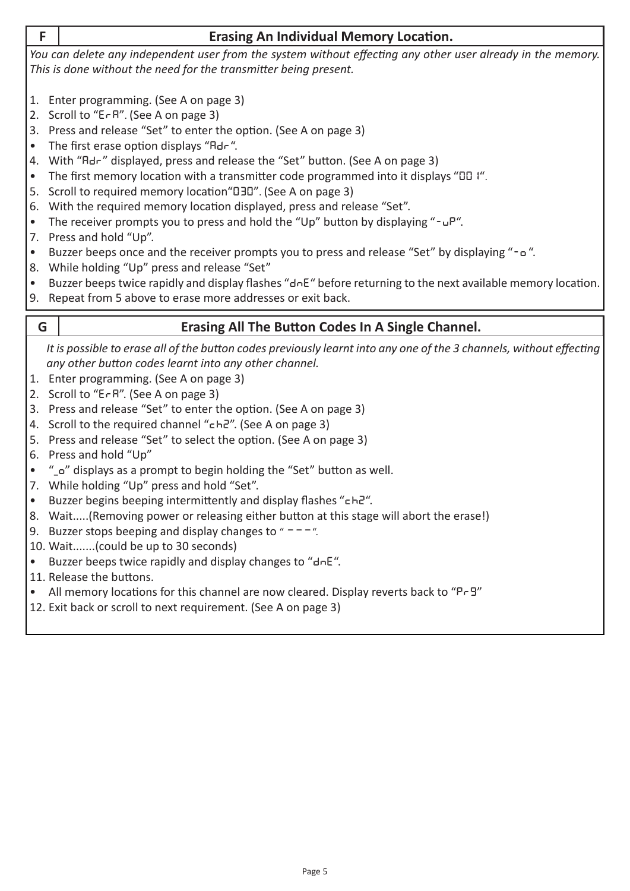## F — Erasing An Individual Memory Location.

*You can delete any independent user from the system without effecting any other user already in the memory. This is done without the need for the transmitter being present.*

1. Enter programming. (See A on page 3)
2. Scroll to "ErA". (See A on page 3)
3. Press and release "Set" to enter the option. (See A on page 3)
- The first erase option displays "Adr".
4. With "Adr" displayed, press and release the "Set" button. (See A on page 3)
- The first memory location with a transmitter code programmed into it displays "001".
5. Scroll to required memory location"030". (See A on page 3)
6. With the required memory location displayed, press and release "Set".
- The receiver prompts you to press and hold the "Up" button by displaying "-uP".
7. Press and hold "Up".
- Buzzer beeps once and the receiver prompts you to press and release "Set" by displaying "-o".
8. While holding "Up" press and release "Set"
- Buzzer beeps twice rapidly and display flashes "dnE" before returning to the next available memory location.
9. Repeat from 5 above to erase more addresses or exit back.

## G — Erasing All The Button Codes In A Single Channel.

*It is possible to erase all of the button codes previously learnt into any one of the 3 channels, without effecting any other button codes learnt into any other channel.*

1. Enter programming. (See A on page 3)
2. Scroll to "ErA". (See A on page 3)
3. Press and release "Set" to enter the option. (See A on page 3)
4. Scroll to the required channel "ch2". (See A on page 3)
5. Press and release "Set" to select the option. (See A on page 3)
6. Press and hold "Up"
- "_o" displays as a prompt to begin holding the "Set" button as well.
7. While holding "Up" press and hold "Set".
- Buzzer begins beeping intermittently and display flashes "ch2".
8. Wait.....(Removing power or releasing either button at this stage will abort the erase!)
9. Buzzer stops beeping and display changes to "---".
10. Wait.......(could be up to 30 seconds)
- Buzzer beeps twice rapidly and display changes to "dnE".
11. Release the buttons.
- All memory locations for this channel are now cleared. Display reverts back to "Pr9"
12. Exit back or scroll to next requirement. (See A on page 3)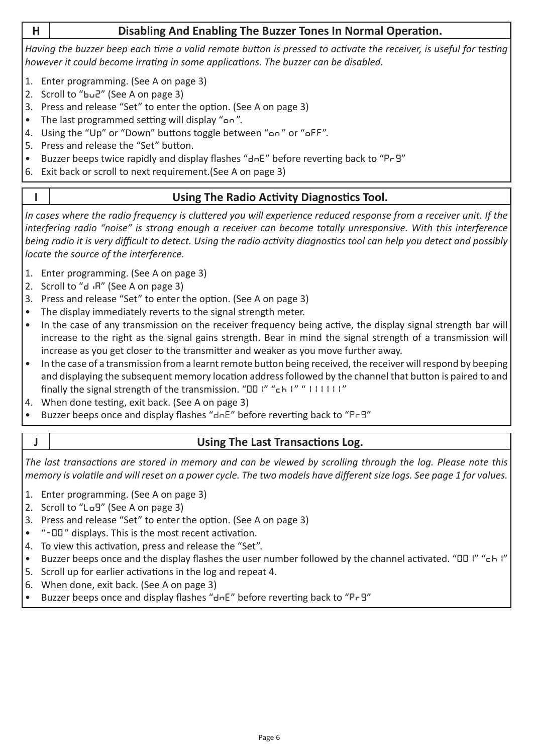## H — Disabling And Enabling The Buzzer Tones In Normal Operation.

*Having the buzzer beep each time a valid remote button is pressed to activate the receiver, is useful for testing however it could become irrating in some applications. The buzzer can be disabled.*

1. Enter programming. (See A on page 3)
2. Scroll to "buZ" (See A on page 3)
3. Press and release "Set" to enter the option. (See A on page 3)
   - The last programmed setting will display "on".
4. Using the "Up" or "Down" buttons toggle between "on" or "oFF".
5. Press and release the "Set" button.
   - Buzzer beeps twice rapidly and display flashes "dnE" before reverting back to "Pr9"
6. Exit back or scroll to next requirement.(See A on page 3)

## I — Using The Radio Activity Diagnostics Tool.

*In cases where the radio frequency is cluttered you will experience reduced response from a receiver unit. If the interfering radio "noise" is strong enough a receiver can become totally unresponsive. With this interference being radio it is very difficult to detect. Using the radio activity diagnostics tool can help you detect and possibly locate the source of the interference.*

1. Enter programming. (See A on page 3)
2. Scroll to "diA" (See A on page 3)
3. Press and release "Set" to enter the option. (See A on page 3)
   - The display immediately reverts to the signal strength meter.
   - In the case of any transmission on the receiver frequency being active, the display signal strength bar will increase to the right as the signal gains strength. Bear in mind the signal strength of a transmission will increase as you get closer to the transmitter and weaker as you move further away.
   - In the case of a transmission from a learnt remote button being received, the receiver will respond by beeping and displaying the subsequent memory location address followed by the channel that button is paired to and finally the signal strength of the transmission. "001" "ch1" "111111"
4. When done testing, exit back. (See A on page 3)
   - Buzzer beeps once and display flashes "dnE" before reverting back to "Pr9"

## J — Using The Last Transactions Log.

*The last transactions are stored in memory and can be viewed by scrolling through the log. Please note this memory is volatile and will reset on a power cycle. The two models have different size logs. See page 1 for values.*

1. Enter programming. (See A on page 3)
2. Scroll to "Lo9" (See A on page 3)
3. Press and release "Set" to enter the option. (See A on page 3)
   - "-00" displays. This is the most recent activation.
4. To view this activation, press and release the "Set".
   - Buzzer beeps once and the display flashes the user number followed by the channel activated. "001" "ch1"
5. Scroll up for earlier activations in the log and repeat 4.
6. When done, exit back. (See A on page 3)
   - Buzzer beeps once and display flashes "dnE" before reverting back to "Pr9"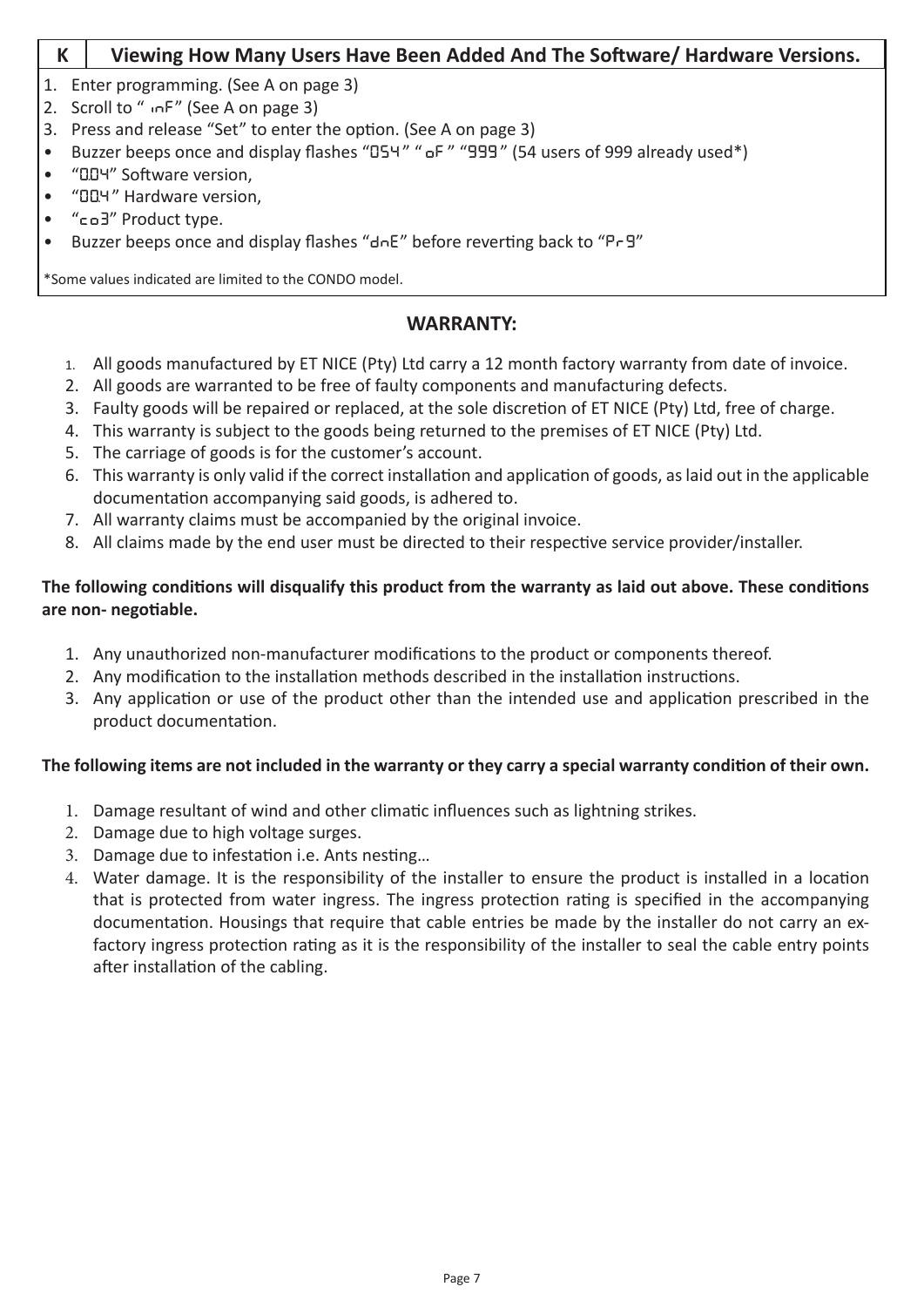## K Viewing How Many Users Have Been Added And The Software/ Hardware Versions.

1. Enter programming. (See A on page 3)
2. Scroll to " inF" (See A on page 3)
3. Press and release "Set" to enter the option. (See A on page 3)

- Buzzer beeps once and display flashes "054" " oF " "999" (54 users of 999 already used*)
- "0.04" Software version,
- "004" Hardware version,
- "co3" Product type.
- Buzzer beeps once and display flashes "dnE" before reverting back to "Pr9"

*Some values indicated are limited to the CONDO model.

## WARRANTY:

1. All goods manufactured by ET NICE (Pty) Ltd carry a 12 month factory warranty from date of invoice.
2. All goods are warranted to be free of faulty components and manufacturing defects.
3. Faulty goods will be repaired or replaced, at the sole discretion of ET NICE (Pty) Ltd, free of charge.
4. This warranty is subject to the goods being returned to the premises of ET NICE (Pty) Ltd.
5. The carriage of goods is for the customer's account.
6. This warranty is only valid if the correct installation and application of goods, as laid out in the applicable documentation accompanying said goods, is adhered to.
7. All warranty claims must be accompanied by the original invoice.
8. All claims made by the end user must be directed to their respective service provider/installer.

**The following conditions will disqualify this product from the warranty as laid out above. These conditions are non- negotiable.**

1. Any unauthorized non-manufacturer modifications to the product or components thereof.
2. Any modification to the installation methods described in the installation instructions.
3. Any application or use of the product other than the intended use and application prescribed in the product documentation.

**The following items are not included in the warranty or they carry a special warranty condition of their own.**

1. Damage resultant of wind and other climatic influences such as lightning strikes.
2. Damage due to high voltage surges.
3. Damage due to infestation i.e. Ants nesting…
4. Water damage. It is the responsibility of the installer to ensure the product is installed in a location that is protected from water ingress. The ingress protection rating is specified in the accompanying documentation. Housings that require that cable entries be made by the installer do not carry an ex-factory ingress protection rating as it is the responsibility of the installer to seal the cable entry points after installation of the cabling.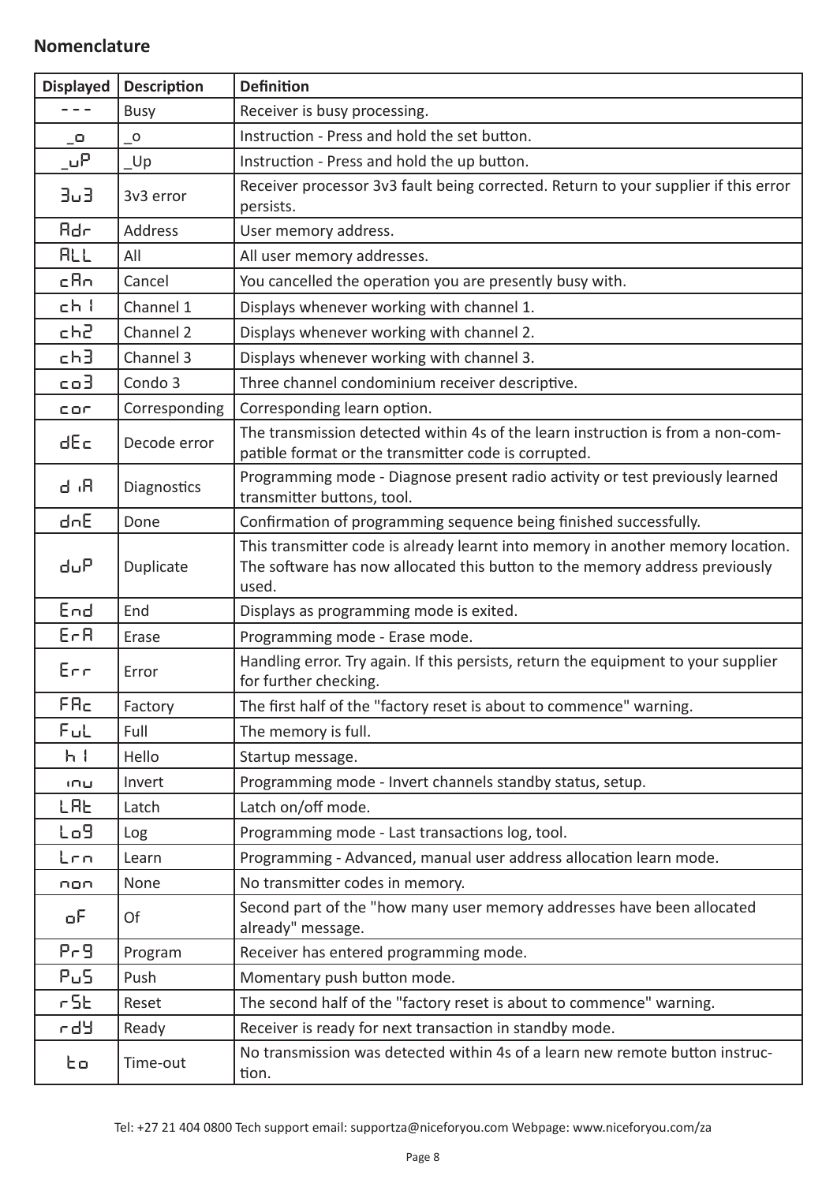## Nomenclature

| Displayed | Description | Definition |
|---|---|---|
| --- | Busy | Receiver is busy processing. |
| _o | _o | Instruction - Press and hold the set button. |
| _uP | _Up | Instruction - Press and hold the up button. |
| 3u3 | 3v3 error | Receiver processor 3v3 fault being corrected. Return to your supplier if this error persists. |
| Adr | Address | User memory address. |
| ALL | All | All user memory addresses. |
| cAn | Cancel | You cancelled the operation you are presently busy with. |
| ch 1 | Channel 1 | Displays whenever working with channel 1. |
| ch2 | Channel 2 | Displays whenever working with channel 2. |
| ch3 | Channel 3 | Displays whenever working with channel 3. |
| co3 | Condo 3 | Three channel condominium receiver descriptive. |
| cor | Corresponding | Corresponding learn option. |
| dEc | Decode error | The transmission detected within 4s of the learn instruction is from a non-compatible format or the transmitter code is corrupted. |
| d iA | Diagnostics | Programming mode - Diagnose present radio activity or test previously learned transmitter buttons, tool. |
| dnE | Done | Confirmation of programming sequence being finished successfully. |
| duP | Duplicate | This transmitter code is already learnt into memory in another memory location. The software has now allocated this button to the memory address previously used. |
| End | End | Displays as programming mode is exited. |
| ErA | Erase | Programming mode - Erase mode. |
| Err | Error | Handling error. Try again. If this persists, return the equipment to your supplier for further checking. |
| FAc | Factory | The first half of the "factory reset is about to commence" warning. |
| FuL | Full | The memory is full. |
| h 1 | Hello | Startup message. |
| inu | Invert | Programming mode - Invert channels standby status, setup. |
| LAt | Latch | Latch on/off mode. |
| Lo9 | Log | Programming mode - Last transactions log, tool. |
| Lrn | Learn | Programming - Advanced, manual user address allocation learn mode. |
| non | None | No transmitter codes in memory. |
| oF | Of | Second part of the "how many user memory addresses have been allocated already" message. |
| Pr9 | Program | Receiver has entered programming mode. |
| PuS | Push | Momentary push button mode. |
| rSt | Reset | The second half of the "factory reset is about to commence" warning. |
| rdY | Ready | Receiver is ready for next transaction in standby mode. |
| to | Time-out | No transmission was detected within 4s of a learn new remote button instruction. |

Tel: +27 21 404 0800 Tech support email: supportza@niceforyou.com Webpage: www.niceforyou.com/za